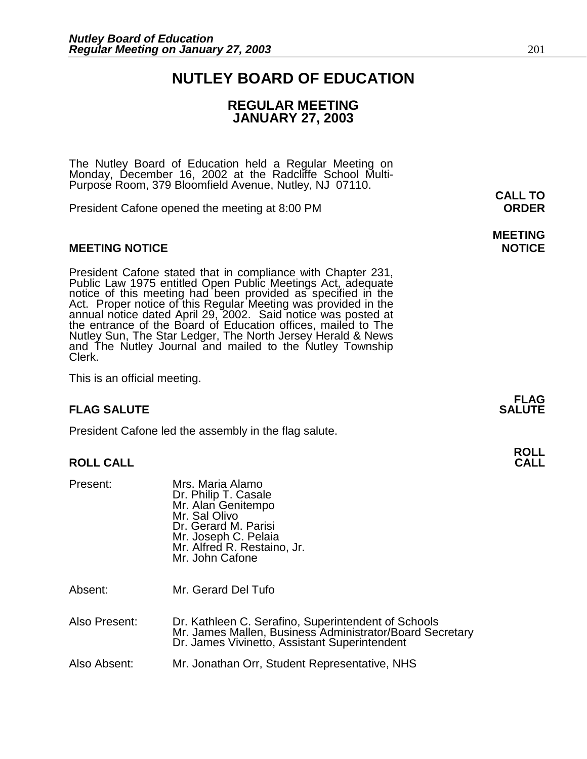# NUTLEY BOARD OF EDUCATION

## REGULAR MEETING
## JANUARY 27, 2003

The Nutley Board of Education held a Regular Meeting on Monday, December 16, 2002 at the Radcliffe School Multi-Purpose Room, 379 Bloomfield Avenue, Nutley, NJ 07110.

**CALL TO ORDER**

President Cafone opened the meeting at 8:00 PM

### MEETING NOTICE

President Cafone stated that in compliance with Chapter 231, Public Law 1975 entitled Open Public Meetings Act, adequate notice of this meeting had been provided as specified in the Act. Proper notice of this Regular Meeting was provided in the annual notice dated April 29, 2002. Said notice was posted at the entrance of the Board of Education offices, mailed to The Nutley Sun, The Star Ledger, The North Jersey Herald & News and The Nutley Journal and mailed to the Nutley Township Clerk.

This is an official meeting.

### FLAG SALUTE

President Cafone led the assembly in the flag salute.

### ROLL CALL

Present:
- Mrs. Maria Alamo
- Dr. Philip T. Casale
- Mr. Alan Genitempo
- Mr. Sal Olivo
- Dr. Gerard M. Parisi
- Mr. Joseph C. Pelaia
- Mr. Alfred R. Restaino, Jr.
- Mr. John Cafone

Absent: Mr. Gerard Del Tufo

Also Present:
- Dr. Kathleen C. Serafino, Superintendent of Schools
- Mr. James Mallen, Business Administrator/Board Secretary
- Dr. James Vivinetto, Assistant Superintendent

Also Absent: Mr. Jonathan Orr, Student Representative, NHS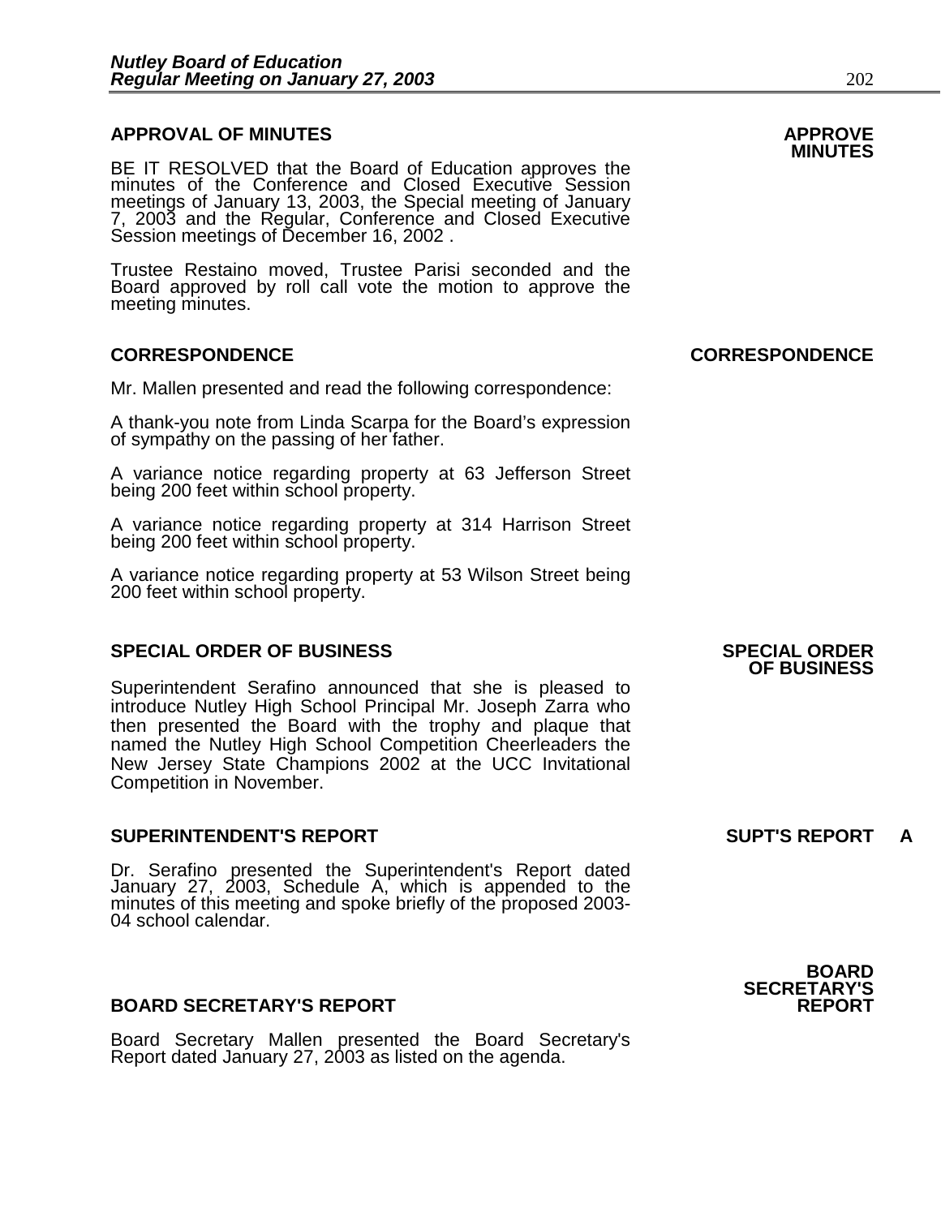## APPROVAL OF MINUTES

**APPROVE MINUTES**

BE IT RESOLVED that the Board of Education approves the minutes of the Conference and Closed Executive Session meetings of January 13, 2003, the Special meeting of January 7, 2003 and the Regular, Conference and Closed Executive Session meetings of December 16, 2002 .

Trustee Restaino moved, Trustee Parisi seconded and the Board approved by roll call vote the motion to approve the meeting minutes.

## CORRESPONDENCE

**CORRESPONDENCE**

Mr. Mallen presented and read the following correspondence:

A thank-you note from Linda Scarpa for the Board's expression of sympathy on the passing of her father.

A variance notice regarding property at 63 Jefferson Street being 200 feet within school property.

A variance notice regarding property at 314 Harrison Street being 200 feet within school property.

A variance notice regarding property at 53 Wilson Street being 200 feet within school property.

## SPECIAL ORDER OF BUSINESS

**SPECIAL ORDER OF BUSINESS**

Superintendent Serafino announced that she is pleased to introduce Nutley High School Principal Mr. Joseph Zarra who then presented the Board with the trophy and plaque that named the Nutley High School Competition Cheerleaders the New Jersey State Champions 2002 at the UCC Invitational Competition in November.

## SUPERINTENDENT'S REPORT

**SUPT'S REPORT A**

Dr. Serafino presented the Superintendent's Report dated January 27, 2003, Schedule A, which is appended to the minutes of this meeting and spoke briefly of the proposed 2003-04 school calendar.

## BOARD SECRETARY'S REPORT

**BOARD SECRETARY'S REPORT**

Board Secretary Mallen presented the Board Secretary's Report dated January 27, 2003 as listed on the agenda.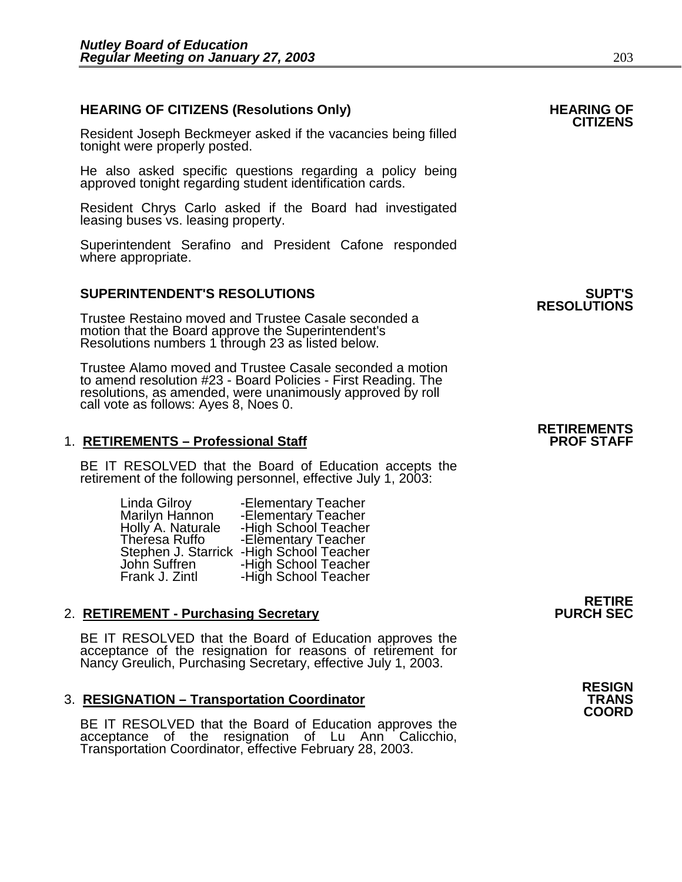## HEARING OF CITIZENS (Resolutions Only)

**HEARING OF CITIZENS**

Resident Joseph Beckmeyer asked if the vacancies being filled tonight were properly posted.

He also asked specific questions regarding a policy being approved tonight regarding student identification cards.

Resident Chrys Carlo asked if the Board had investigated leasing buses vs. leasing property.

Superintendent Serafino and President Cafone responded where appropriate.

## SUPERINTENDENT'S RESOLUTIONS

**SUPT'S RESOLUTIONS**

Trustee Restaino moved and Trustee Casale seconded a motion that the Board approve the Superintendent's Resolutions numbers 1 through 23 as listed below.

Trustee Alamo moved and Trustee Casale seconded a motion to amend resolution #23 - Board Policies - First Reading. The resolutions, as amended, were unanimously approved by roll call vote as follows: Ayes 8, Noes 0.

**RETIREMENTS PROF STAFF**

1. **RETIREMENTS – Professional Staff**

BE IT RESOLVED that the Board of Education accepts the retirement of the following personnel, effective July 1, 2003:

| | |
|---|---|
| Linda Gilroy | -Elementary Teacher |
| Marilyn Hannon | -Elementary Teacher |
| Holly A. Naturale | -High School Teacher |
| Theresa Ruffo | -Elementary Teacher |
| Stephen J. Starrick | -High School Teacher |
| John Suffren | -High School Teacher |
| Frank J. Zintl | -High School Teacher |

**RETIRE PURCH SEC**

2. **RETIREMENT - Purchasing Secretary**

BE IT RESOLVED that the Board of Education approves the acceptance of the resignation for reasons of retirement for Nancy Greulich, Purchasing Secretary, effective July 1, 2003.

**RESIGN TRANS COORD**

3. **RESIGNATION – Transportation Coordinator**

BE IT RESOLVED that the Board of Education approves the acceptance of the resignation of Lu Ann Calicchio, Transportation Coordinator, effective February 28, 2003.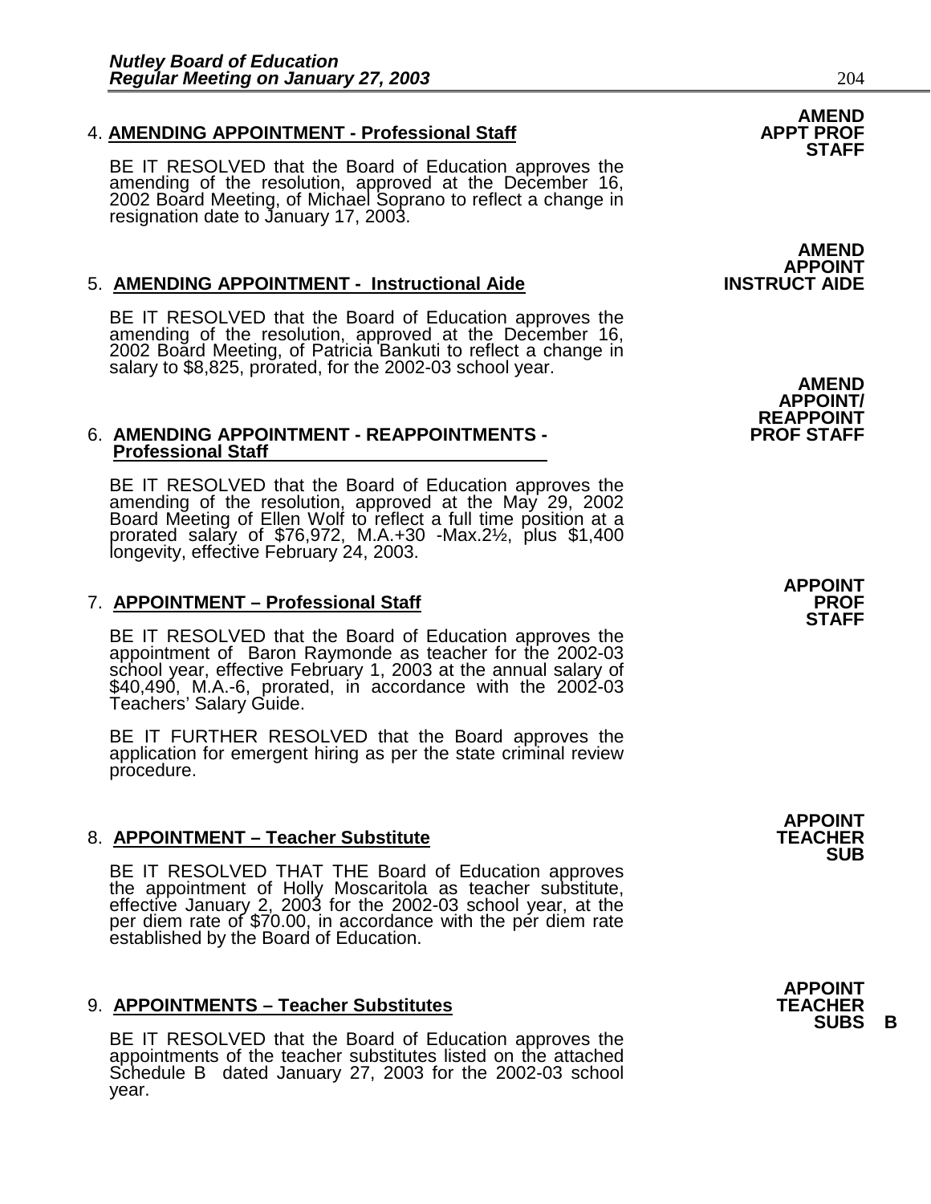4. **AMENDING APPOINTMENT - Professional Staff**

**AMEND APPT PROF STAFF**

BE IT RESOLVED that the Board of Education approves the amending of the resolution, approved at the December 16, 2002 Board Meeting, of Michael Soprano to reflect a change in resignation date to January 17, 2003.

5. **AMENDING APPOINTMENT - Instructional Aide**

**AMEND APPOINT INSTRUCT AIDE**

BE IT RESOLVED that the Board of Education approves the amending of the resolution, approved at the December 16, 2002 Board Meeting, of Patricia Bankuti to reflect a change in salary to $8,825, prorated, for the 2002-03 school year.

6. **AMENDING APPOINTMENT - REAPPOINTMENTS - Professional Staff**

**AMEND APPOINT/ REAPPOINT PROF STAFF**

BE IT RESOLVED that the Board of Education approves the amending of the resolution, approved at the May 29, 2002 Board Meeting of Ellen Wolf to reflect a full time position at a prorated salary of $76,972, M.A.+30 -Max.2½, plus $1,400 longevity, effective February 24, 2003.

7. **APPOINTMENT – Professional Staff**

**APPOINT PROF STAFF**

BE IT RESOLVED that the Board of Education approves the appointment of Baron Raymonde as teacher for the 2002-03 school year, effective February 1, 2003 at the annual salary of $40,490, M.A.-6, prorated, in accordance with the 2002-03 Teachers' Salary Guide.

BE IT FURTHER RESOLVED that the Board approves the application for emergent hiring as per the state criminal review procedure.

8. **APPOINTMENT – Teacher Substitute**

**APPOINT TEACHER SUB**

BE IT RESOLVED THAT THE Board of Education approves the appointment of Holly Moscaritola as teacher substitute, effective January 2, 2003 for the 2002-03 school year, at the per diem rate of $70.00, in accordance with the per diem rate established by the Board of Education.

9. **APPOINTMENTS – Teacher Substitutes**

**APPOINT TEACHER SUBS B**

BE IT RESOLVED that the Board of Education approves the appointments of the teacher substitutes listed on the attached Schedule B dated January 27, 2003 for the 2002-03 school year.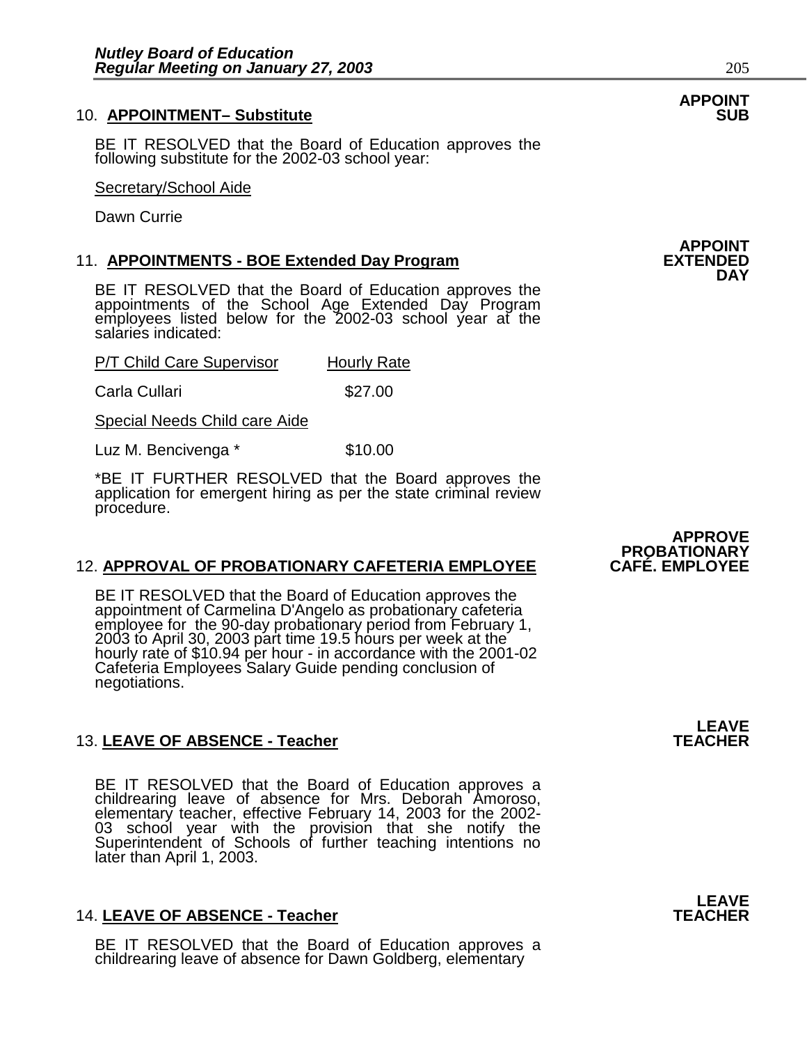**APPOINT SUB**

10. **APPOINTMENT– Substitute**

BE IT RESOLVED that the Board of Education approves the following substitute for the 2002-03 school year:

Secretary/School Aide

Dawn Currie

**APPOINT EXTENDED DAY**

11. **APPOINTMENTS - BOE Extended Day Program**

BE IT RESOLVED that the Board of Education approves the appointments of the School Age Extended Day Program employees listed below for the 2002-03 school year at the salaries indicated:

| P/T Child Care Supervisor | Hourly Rate |
|---|---|
| Carla Cullari | $27.00 |
| Special Needs Child care Aide | |
| Luz M. Bencivenga * | $10.00 |

*BE IT FURTHER RESOLVED that the Board approves the application for emergent hiring as per the state criminal review procedure.

**APPROVE PROBATIONARY CAFÉ. EMPLOYEE**

12. **APPROVAL OF PROBATIONARY CAFETERIA EMPLOYEE**

BE IT RESOLVED that the Board of Education approves the appointment of Carmelina D'Angelo as probationary cafeteria employee for the 90-day probationary period from February 1, 2003 to April 30, 2003 part time 19.5 hours per week at the hourly rate of $10.94 per hour - in accordance with the 2001-02 Cafeteria Employees Salary Guide pending conclusion of negotiations.

**LEAVE TEACHER**

13. **LEAVE OF ABSENCE - Teacher**

BE IT RESOLVED that the Board of Education approves a childrearing leave of absence for Mrs. Deborah Amoroso, elementary teacher, effective February 14, 2003 for the 2002-03 school year with the provision that she notify the Superintendent of Schools of further teaching intentions no later than April 1, 2003.

**LEAVE TEACHER**

14. **LEAVE OF ABSENCE - Teacher**

BE IT RESOLVED that the Board of Education approves a childrearing leave of absence for Dawn Goldberg, elementary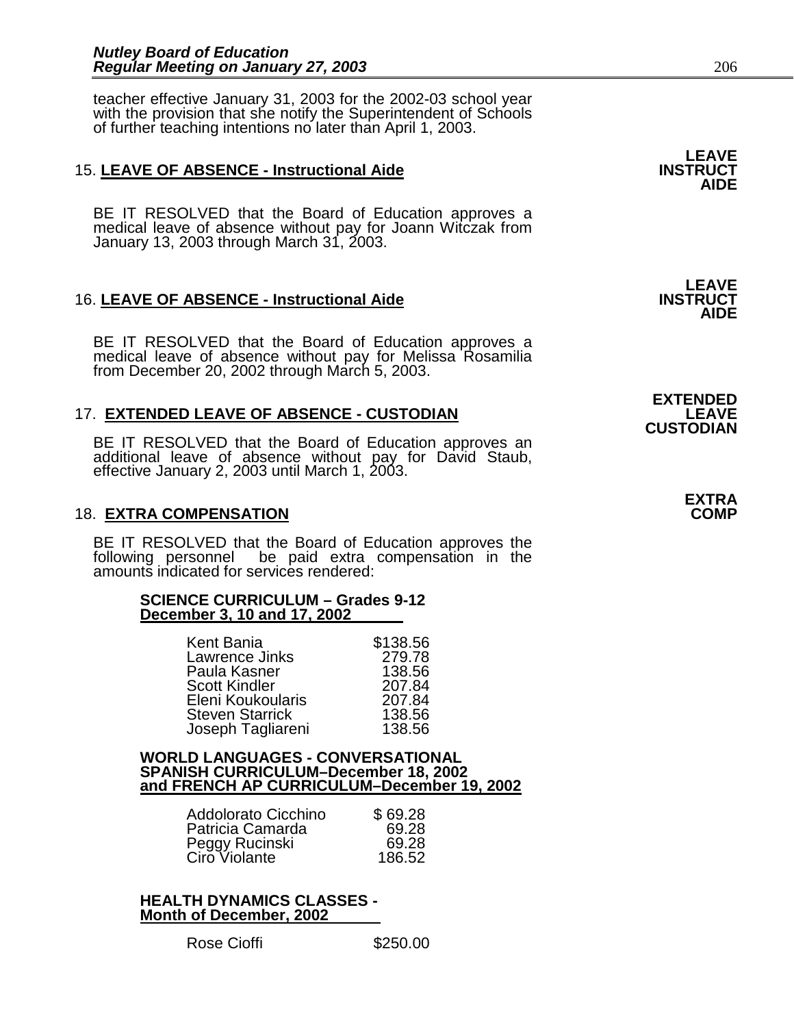teacher effective January 31, 2003 for the 2002-03 school year with the provision that she notify the Superintendent of Schools of further teaching intentions no later than April 1, 2003.

15. **LEAVE OF ABSENCE - Instructional Aide** — **LEAVE INSTRUCT AIDE**

BE IT RESOLVED that the Board of Education approves a medical leave of absence without pay for Joann Witczak from January 13, 2003 through March 31, 2003.

16. **LEAVE OF ABSENCE - Instructional Aide** — **LEAVE INSTRUCT AIDE**

BE IT RESOLVED that the Board of Education approves a medical leave of absence without pay for Melissa Rosamilia from December 20, 2002 through March 5, 2003.

17. **EXTENDED LEAVE OF ABSENCE - CUSTODIAN** — **EXTENDED LEAVE CUSTODIAN**

BE IT RESOLVED that the Board of Education approves an additional leave of absence without pay for David Staub, effective January 2, 2003 until March 1, 2003.

18. **EXTRA COMPENSATION** — **EXTRA COMP**

BE IT RESOLVED that the Board of Education approves the following personnel be paid extra compensation in the amounts indicated for services rendered:

**SCIENCE CURRICULUM – Grades 9-12**
**December 3, 10 and 17, 2002**

| | |
|---|---|
| Kent Bania | $138.56 |
| Lawrence Jinks | 279.78 |
| Paula Kasner | 138.56 |
| Scott Kindler | 207.84 |
| Eleni Koukoularis | 207.84 |
| Steven Starrick | 138.56 |
| Joseph Tagliareni | 138.56 |

**WORLD LANGUAGES - CONVERSATIONAL SPANISH CURRICULUM–December 18, 2002 and FRENCH AP CURRICULUM–December 19, 2002**

| | |
|---|---|
| Addolorato Cicchino | $ 69.28 |
| Patricia Camarda | 69.28 |
| Peggy Rucinski | 69.28 |
| Ciro Violante | 186.52 |

**HEALTH DYNAMICS CLASSES - Month of December, 2002**

| | |
|---|---|
| Rose Cioffi | $250.00 |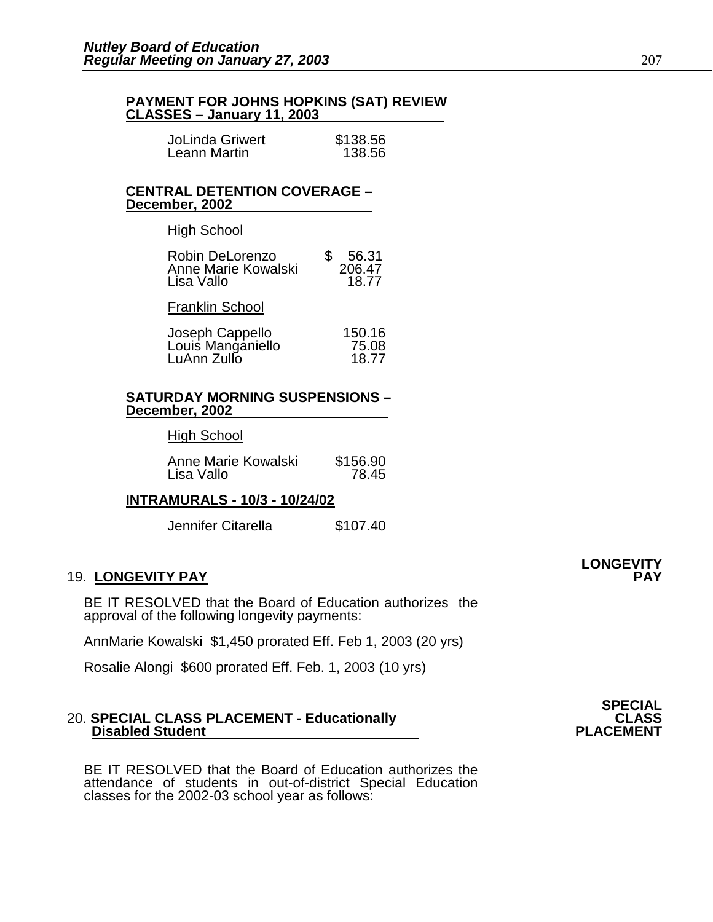**PAYMENT FOR JOHNS HOPKINS (SAT) REVIEW CLASSES – January 11, 2003**

| | |
|---|---|
| JoLinda Griwert | $138.56 |
| Leann Martin | 138.56 |

**CENTRAL DETENTION COVERAGE – December, 2002**

High School

| | |
|---|---|
| Robin DeLorenzo | $ 56.31 |
| Anne Marie Kowalski | 206.47 |
| Lisa Vallo | 18.77 |

Franklin School

| | |
|---|---|
| Joseph Cappello | 150.16 |
| Louis Manganiello | 75.08 |
| LuAnn Zullo | 18.77 |

**SATURDAY MORNING SUSPENSIONS – December, 2002**

High School

| | |
|---|---|
| Anne Marie Kowalski | $156.90 |
| Lisa Vallo | 78.45 |

**INTRAMURALS - 10/3 - 10/24/02**

| | |
|---|---|
| Jennifer Citarella | $107.40 |

## 19. LONGEVITY PAY

**LONGEVITY PAY**

BE IT RESOLVED that the Board of Education authorizes the approval of the following longevity payments:

AnnMarie Kowalski $1,450 prorated Eff. Feb 1, 2003 (20 yrs)

Rosalie Alongi $600 prorated Eff. Feb. 1, 2003 (10 yrs)

## 20. SPECIAL CLASS PLACEMENT - Educationally Disabled Student

**SPECIAL CLASS PLACEMENT**

BE IT RESOLVED that the Board of Education authorizes the attendance of students in out-of-district Special Education classes for the 2002-03 school year as follows: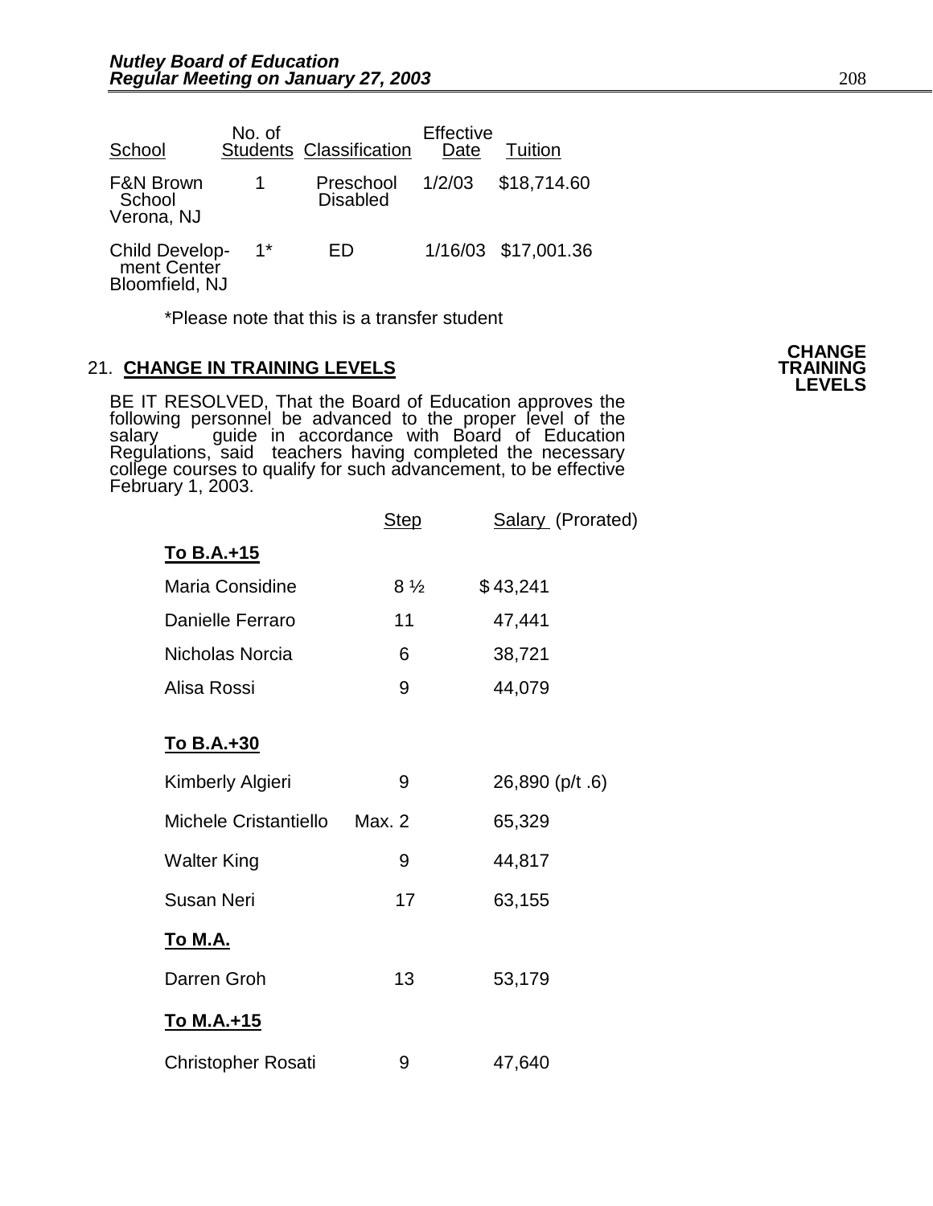| School | No. of Students | Classification | Effective Date | Tuition |
|---|---|---|---|---|
| F&N Brown School Verona, NJ | 1 | Preschool Disabled | 1/2/03 | $18,714.60 |
| Child Development Center Bloomfield, NJ | 1* | ED | 1/16/03 | $17,001.36 |

*Please note that this is a transfer student

**CHANGE TRAINING LEVELS**

21. **CHANGE IN TRAINING LEVELS**

BE IT RESOLVED, That the Board of Education approves the following personnel be advanced to the proper level of the salary guide in accordance with Board of Education Regulations, said teachers having completed the necessary college courses to qualify for such advancement, to be effective February 1, 2003.

| | Step | Salary (Prorated) |
|---|---|---|
| **To B.A.+15** | | |
| Maria Considine | 8 ½ | $ 43,241 |
| Danielle Ferraro | 11 | 47,441 |
| Nicholas Norcia | 6 | 38,721 |
| Alisa Rossi | 9 | 44,079 |
| **To B.A.+30** | | |
| Kimberly Algieri | 9 | 26,890 (p/t .6) |
| Michele Cristantiello | Max. 2 | 65,329 |
| Walter King | 9 | 44,817 |
| Susan Neri | 17 | 63,155 |
| **To M.A.** | | |
| Darren Groh | 13 | 53,179 |
| **To M.A.+15** | | |
| Christopher Rosati | 9 | 47,640 |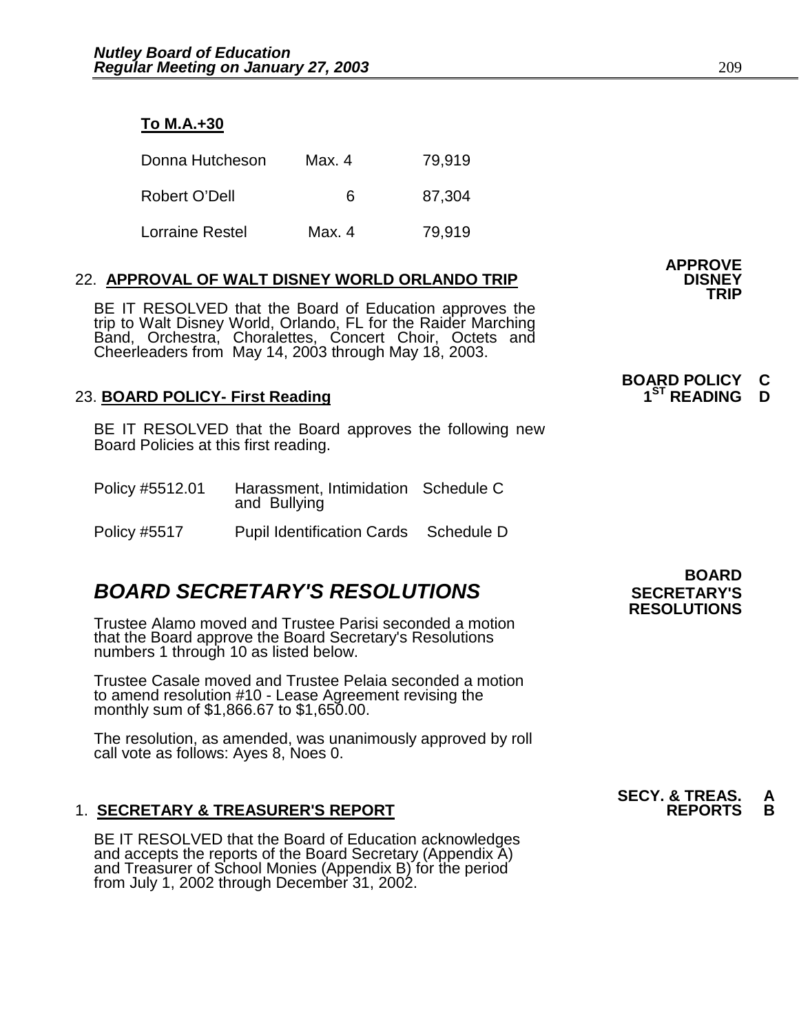**To M.A.+30**

| | | |
|---|---|---|
| Donna Hutcheson | Max. 4 | 79,919 |
| Robert O'Dell | 6 | 87,304 |
| Lorraine Restel | Max. 4 | 79,919 |

**APPROVE DISNEY TRIP**

22. **APPROVAL OF WALT DISNEY WORLD ORLANDO TRIP**

BE IT RESOLVED that the Board of Education approves the trip to Walt Disney World, Orlando, FL for the Raider Marching Band, Orchestra, Choralettes, Concert Choir, Octets and Cheerleaders from May 14, 2003 through May 18, 2003.

**BOARD POLICY 1ST READING C D**

23. **BOARD POLICY- First Reading**

BE IT RESOLVED that the Board approves the following new Board Policies at this first reading.

| | | |
|---|---|---|
| Policy #5512.01 | Harassment, Intimidation and Bullying | Schedule C |
| Policy #5517 | Pupil Identification Cards | Schedule D |

**BOARD SECRETARY'S RESOLUTIONS**

## *BOARD SECRETARY'S RESOLUTIONS*

Trustee Alamo moved and Trustee Parisi seconded a motion that the Board approve the Board Secretary's Resolutions numbers 1 through 10 as listed below.

Trustee Casale moved and Trustee Pelaia seconded a motion to amend resolution #10 - Lease Agreement revising the monthly sum of $1,866.67 to $1,650.00.

The resolution, as amended, was unanimously approved by roll call vote as follows: Ayes 8, Noes 0.

**SECY. & TREAS. REPORTS A B**

1. **SECRETARY & TREASURER'S REPORT**

BE IT RESOLVED that the Board of Education acknowledges and accepts the reports of the Board Secretary (Appendix A) and Treasurer of School Monies (Appendix B) for the period from July 1, 2002 through December 31, 2002.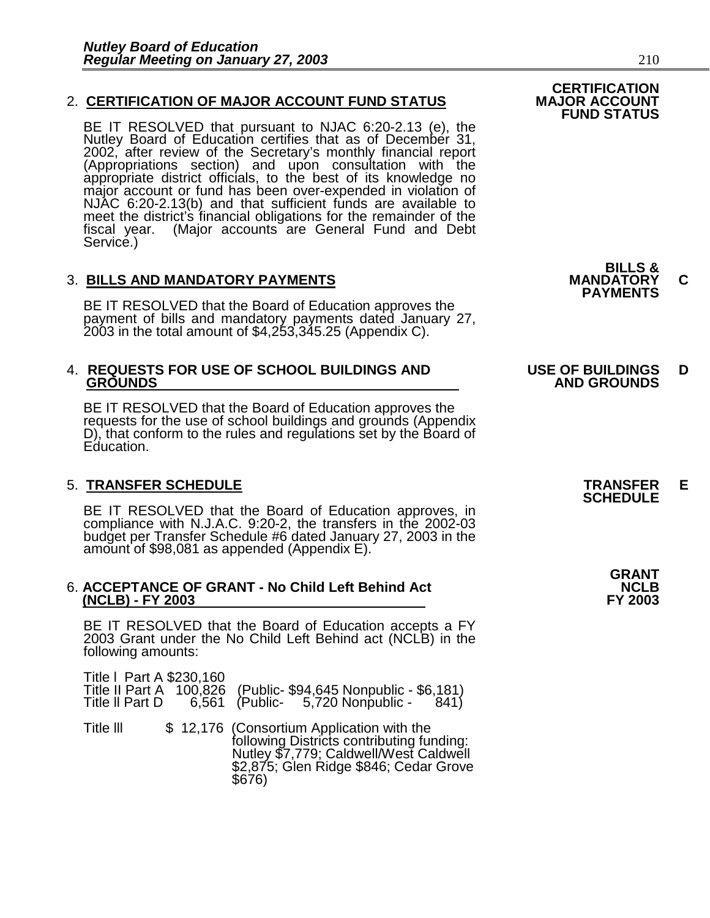2. **CERTIFICATION OF MAJOR ACCOUNT FUND STATUS**

**CERTIFICATION MAJOR ACCOUNT FUND STATUS**

BE IT RESOLVED that pursuant to NJAC 6:20-2.13 (e), the Nutley Board of Education certifies that as of December 31, 2002, after review of the Secretary's monthly financial report (Appropriations section) and upon consultation with the appropriate district officials, to the best of its knowledge no major account or fund has been over-expended in violation of NJAC 6:20-2.13(b) and that sufficient funds are available to meet the district's financial obligations for the remainder of the fiscal year. (Major accounts are General Fund and Debt Service.)

3. **BILLS AND MANDATORY PAYMENTS**

**BILLS & MANDATORY PAYMENTS** **C**

BE IT RESOLVED that the Board of Education approves the payment of bills and mandatory payments dated January 27, 2003 in the total amount of $4,253,345.25 (Appendix C).

4. **REQUESTS FOR USE OF SCHOOL BUILDINGS AND GROUNDS**

**USE OF BUILDINGS AND GROUNDS** **D**

BE IT RESOLVED that the Board of Education approves the requests for the use of school buildings and grounds (Appendix D), that conform to the rules and regulations set by the Board of Education.

5. **TRANSFER SCHEDULE**

**TRANSFER SCHEDULE** **E**

BE IT RESOLVED that the Board of Education approves, in compliance with N.J.A.C. 9:20-2, the transfers in the 2002-03 budget per Transfer Schedule #6 dated January 27, 2003 in the amount of $98,081 as appended (Appendix E).

6. **ACCEPTANCE OF GRANT - No Child Left Behind Act (NCLB) - FY 2003**

**GRANT NCLB FY 2003**

BE IT RESOLVED that the Board of Education accepts a FY 2003 Grant under the No Child Left Behind act (NCLB) in the following amounts:

Title I Part A $230,160
Title II Part A 100,826 (Public- $94,645 Nonpublic - $6,181)
Title II Part D 6,561 (Public- 5,720 Nonpublic - 841)

Title III $ 12,176 (Consortium Application with the following Districts contributing funding: Nutley $7,779; Caldwell/West Caldwell $2,875; Glen Ridge $846; Cedar Grove $676)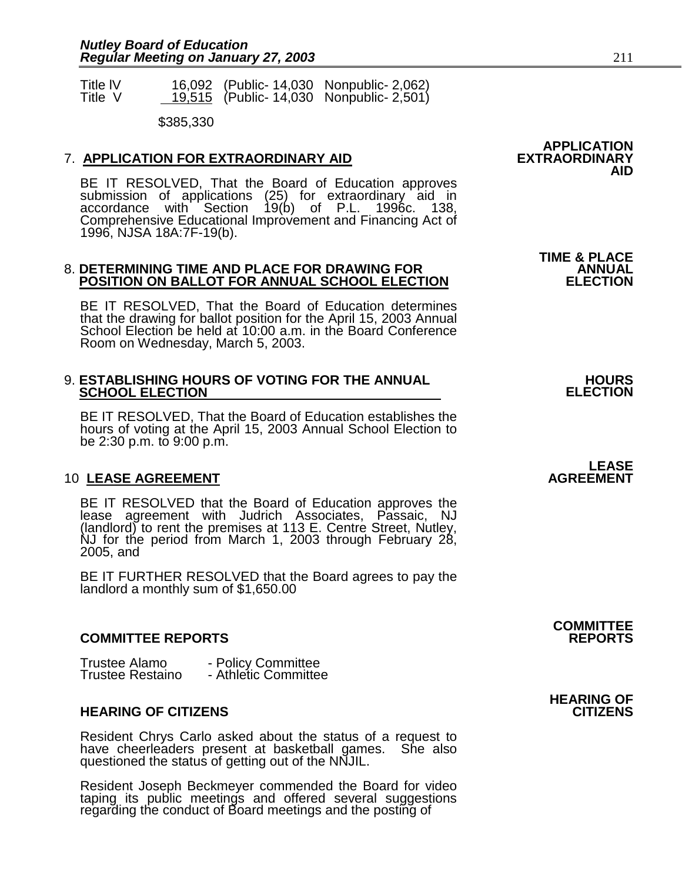| | | |
|---|---|---|
| Title IV | 16,092 | (Public- 14,030 Nonpublic- 2,062) |
| Title V | 19,515 | (Public- 14,030 Nonpublic- 2,501) |
| | $385,330 | |

**APPLICATION EXTRAORDINARY AID**

7. **APPLICATION FOR EXTRAORDINARY AID**

BE IT RESOLVED, That the Board of Education approves submission of applications (25) for extraordinary aid in accordance with Section 19(b) of P.L. 1996c. 138, Comprehensive Educational Improvement and Financing Act of 1996, NJSA 18A:7F-19(b).

**TIME & PLACE ANNUAL ELECTION**

8. **DETERMINING TIME AND PLACE FOR DRAWING FOR POSITION ON BALLOT FOR ANNUAL SCHOOL ELECTION**

BE IT RESOLVED, That the Board of Education determines that the drawing for ballot position for the April 15, 2003 Annual School Election be held at 10:00 a.m. in the Board Conference Room on Wednesday, March 5, 2003.

**HOURS ELECTION**

9. **ESTABLISHING HOURS OF VOTING FOR THE ANNUAL SCHOOL ELECTION**

BE IT RESOLVED, That the Board of Education establishes the hours of voting at the April 15, 2003 Annual School Election to be 2:30 p.m. to 9:00 p.m.

**LEASE AGREEMENT**

10 **LEASE AGREEMENT**

BE IT RESOLVED that the Board of Education approves the lease agreement with Judrich Associates, Passaic, NJ (landlord) to rent the premises at 113 E. Centre Street, Nutley, NJ for the period from March 1, 2003 through February 28, 2005, and

BE IT FURTHER RESOLVED that the Board agrees to pay the landlord a monthly sum of $1,650.00

**COMMITTEE REPORTS**

**COMMITTEE REPORTS**

Trustee Alamo - Policy Committee
Trustee Restaino - Athletic Committee

**HEARING OF CITIZENS**

**HEARING OF CITIZENS**

Resident Chrys Carlo asked about the status of a request to have cheerleaders present at basketball games. She also questioned the status of getting out of the NNJIL.

Resident Joseph Beckmeyer commended the Board for video taping its public meetings and offered several suggestions regarding the conduct of Board meetings and the posting of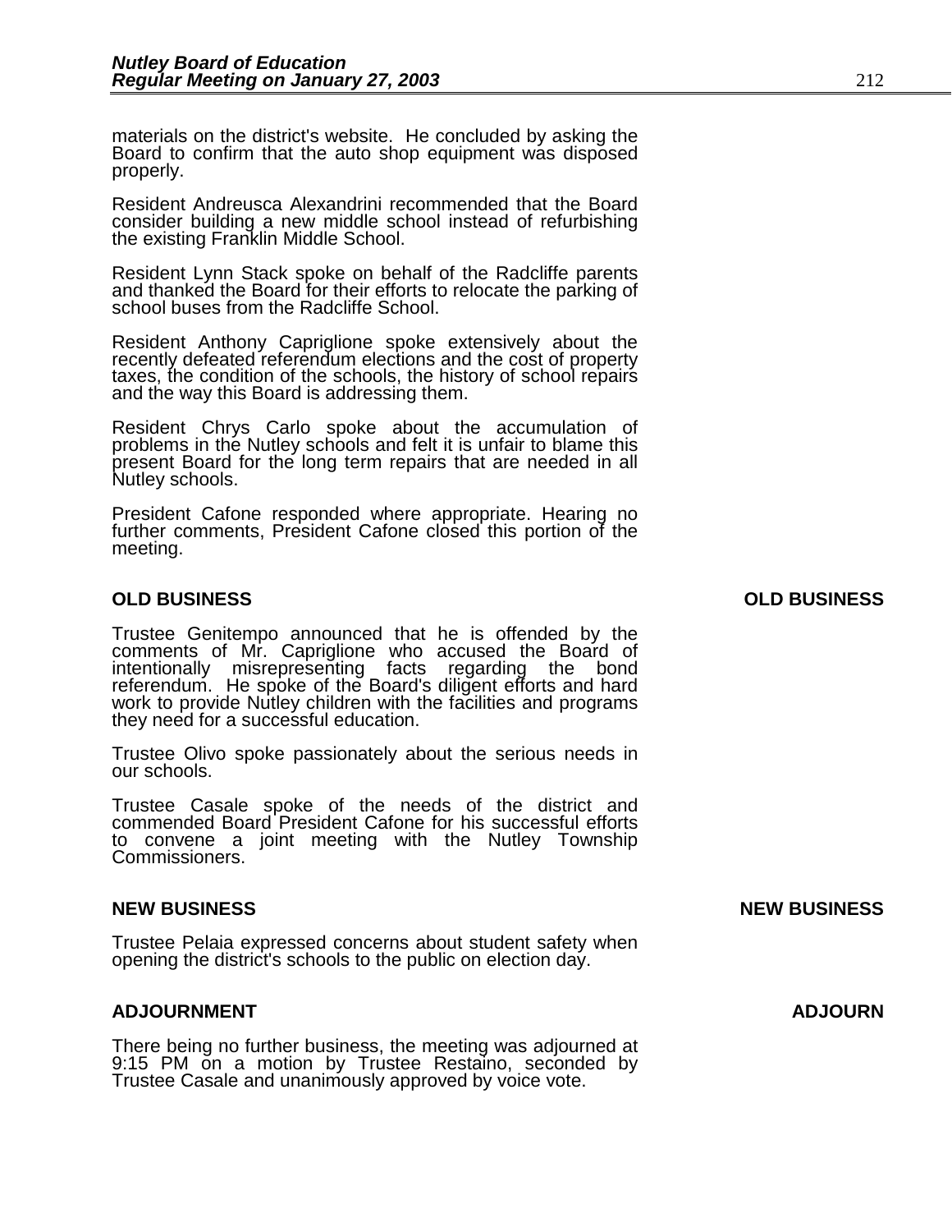materials on the district's website. He concluded by asking the Board to confirm that the auto shop equipment was disposed properly.

Resident Andreusca Alexandrini recommended that the Board consider building a new middle school instead of refurbishing the existing Franklin Middle School.

Resident Lynn Stack spoke on behalf of the Radcliffe parents and thanked the Board for their efforts to relocate the parking of school buses from the Radcliffe School.

Resident Anthony Capriglione spoke extensively about the recently defeated referendum elections and the cost of property taxes, the condition of the schools, the history of school repairs and the way this Board is addressing them.

Resident Chrys Carlo spoke about the accumulation of problems in the Nutley schools and felt it is unfair to blame this present Board for the long term repairs that are needed in all Nutley schools.

President Cafone responded where appropriate. Hearing no further comments, President Cafone closed this portion of the meeting.

**OLD BUSINESS** **OLD BUSINESS**

Trustee Genitempo announced that he is offended by the comments of Mr. Capriglione who accused the Board of intentionally misrepresenting facts regarding the bond referendum. He spoke of the Board's diligent efforts and hard work to provide Nutley children with the facilities and programs they need for a successful education.

Trustee Olivo spoke passionately about the serious needs in our schools.

Trustee Casale spoke of the needs of the district and commended Board President Cafone for his successful efforts to convene a joint meeting with the Nutley Township Commissioners.

**NEW BUSINESS** **NEW BUSINESS**

Trustee Pelaia expressed concerns about student safety when opening the district's schools to the public on election day.

**ADJOURNMENT** **ADJOURN**

There being no further business, the meeting was adjourned at 9:15 PM on a motion by Trustee Restaino, seconded by Trustee Casale and unanimously approved by voice vote.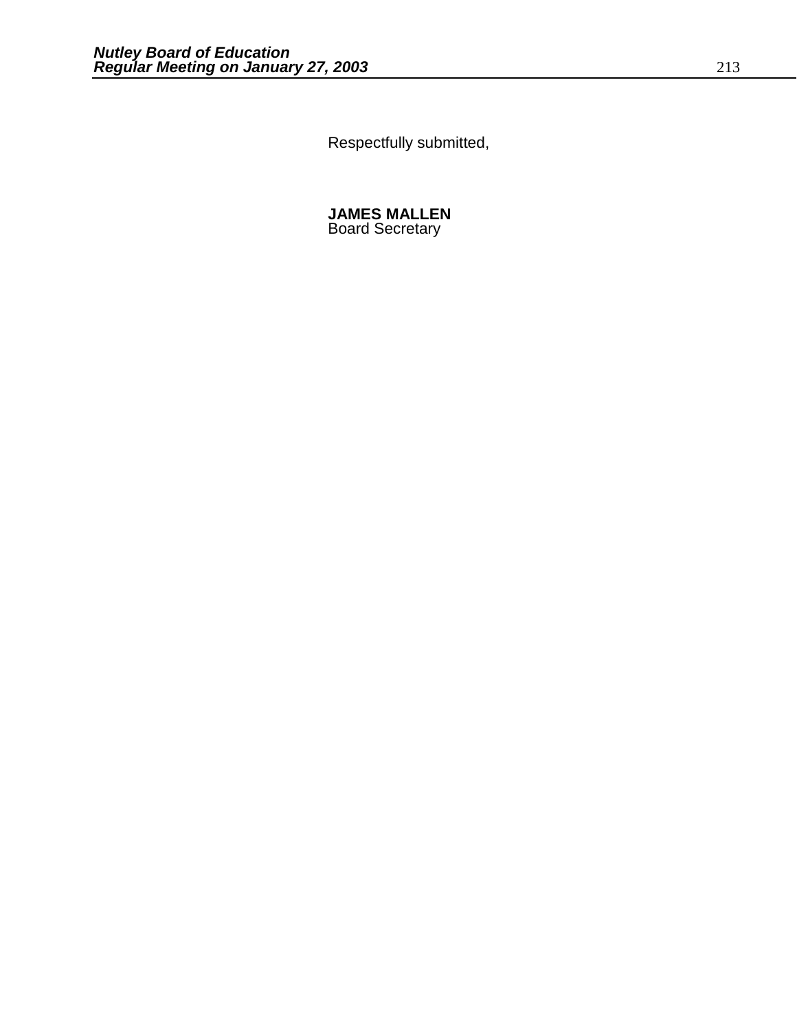Respectfully submitted,

**JAMES MALLEN**
Board Secretary